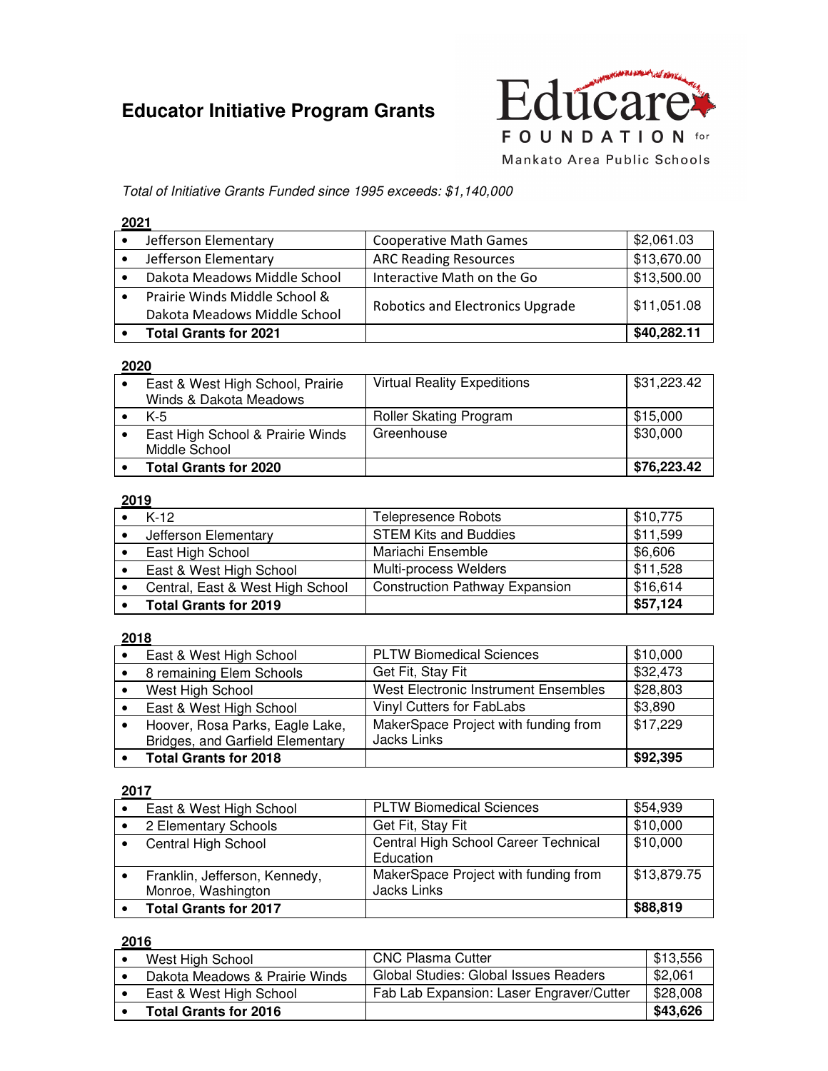# Educator Initiative Program Grants

Educare FOUNDATION for Mankato Area Public Schools

*Total of Initiative Grants Funded since 1995 exceeds: $1,140,000*

**2021**

| School | Program | Amount |
|---|---|---|
| • Jefferson Elementary | Cooperative Math Games | $2,061.03 |
| • Jefferson Elementary | ARC Reading Resources | $13,670.00 |
| • Dakota Meadows Middle School | Interactive Math on the Go | $13,500.00 |
| • Prairie Winds Middle School & Dakota Meadows Middle School | Robotics and Electronics Upgrade | $11,051.08 |
| • **Total Grants for 2021** | | **$40,282.11** |

**2020**

| School | Program | Amount |
|---|---|---|
| • East & West High School, Prairie Winds & Dakota Meadows | Virtual Reality Expeditions | $31,223.42 |
| • K-5 | Roller Skating Program | $15,000 |
| • East High School & Prairie Winds Middle School | Greenhouse | $30,000 |
| • **Total Grants for 2020** | | **$76,223.42** |

**2019**

| School | Program | Amount |
|---|---|---|
| • K-12 | Telepresence Robots | $10,775 |
| • Jefferson Elementary | STEM Kits and Buddies | $11,599 |
| • East High School | Mariachi Ensemble | $6,606 |
| • East & West High School | Multi-process Welders | $11,528 |
| • Central, East & West High School | Construction Pathway Expansion | $16,614 |
| • **Total Grants for 2019** | | **$57,124** |

**2018**

| School | Program | Amount |
|---|---|---|
| • East & West High School | PLTW Biomedical Sciences | $10,000 |
| • 8 remaining Elem Schools | Get Fit, Stay Fit | $32,473 |
| • West High School | West Electronic Instrument Ensembles | $28,803 |
| • East & West High School | Vinyl Cutters for FabLabs | $3,890 |
| • Hoover, Rosa Parks, Eagle Lake, Bridges, and Garfield Elementary | MakerSpace Project with funding from Jacks Links | $17,229 |
| • **Total Grants for 2018** | | **$92,395** |

**2017**

| School | Program | Amount |
|---|---|---|
| • East & West High School | PLTW Biomedical Sciences | $54,939 |
| • 2 Elementary Schools | Get Fit, Stay Fit | $10,000 |
| • Central High School | Central High School Career Technical Education | $10,000 |
| • Franklin, Jefferson, Kennedy, Monroe, Washington | MakerSpace Project with funding from Jacks Links | $13,879.75 |
| • **Total Grants for 2017** | | **$88,819** |

**2016**

| School | Program | Amount |
|---|---|---|
| • West High School | CNC Plasma Cutter | $13,556 |
| • Dakota Meadows & Prairie Winds | Global Studies: Global Issues Readers | $2,061 |
| • East & West High School | Fab Lab Expansion: Laser Engraver/Cutter | $28,008 |
| • **Total Grants for 2016** | | **$43,626** |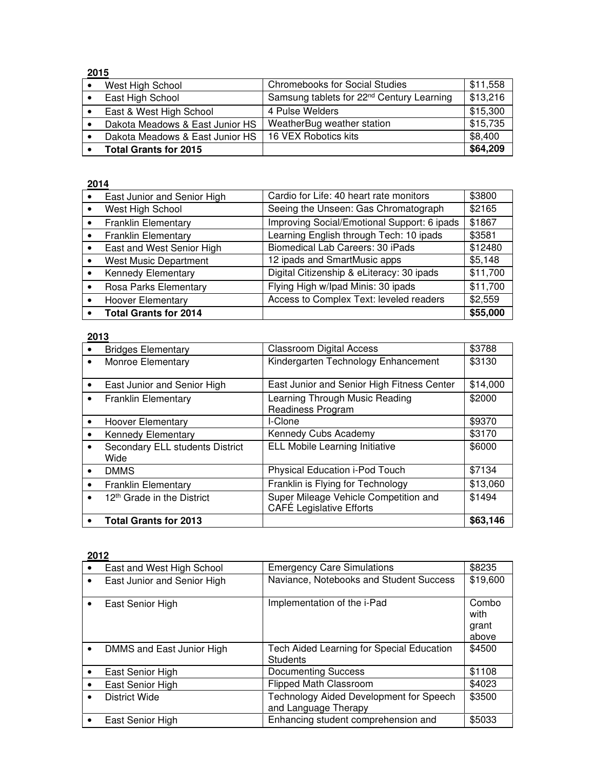**2015**

| | | |
|---|---|---|
| • West High School | Chromebooks for Social Studies | $11,558 |
| • East High School | Samsung tablets for 22nd Century Learning | $13,216 |
| • East & West High School | 4 Pulse Welders | $15,300 |
| • Dakota Meadows & East Junior HS | WeatherBug weather station | $15,735 |
| • Dakota Meadows & East Junior HS | 16 VEX Robotics kits | $8,400 |
| • **Total Grants for 2015** | | **$64,209** |

**2014**

| | | |
|---|---|---|
| • East Junior and Senior High | Cardio for Life: 40 heart rate monitors | $3800 |
| • West High School | Seeing the Unseen: Gas Chromatograph | $2165 |
| • Franklin Elementary | Improving Social/Emotional Support: 6 ipads | $1867 |
| • Franklin Elementary | Learning English through Tech: 10 ipads | $3581 |
| • East and West Senior High | Biomedical Lab Careers: 30 iPads | $12480 |
| • West Music Department | 12 ipads and SmartMusic apps | $5,148 |
| • Kennedy Elementary | Digital Citizenship & eLiteracy: 30 ipads | $11,700 |
| • Rosa Parks Elementary | Flying High w/Ipad Minis: 30 ipads | $11,700 |
| • Hoover Elementary | Access to Complex Text: leveled readers | $2,559 |
| • **Total Grants for 2014** | | **$55,000** |

**2013**

| | | |
|---|---|---|
| • Bridges Elementary | Classroom Digital Access | $3788 |
| • Monroe Elementary | Kindergarten Technology Enhancement | $3130 |
| • East Junior and Senior High | East Junior and Senior High Fitness Center | $14,000 |
| • Franklin Elementary | Learning Through Music Reading Readiness Program | $2000 |
| • Hoover Elementary | I-Clone | $9370 |
| • Kennedy Elementary | Kennedy Cubs Academy | $3170 |
| • Secondary ELL students District Wide | ELL Mobile Learning Initiative | $6000 |
| • DMMS | Physical Education i-Pod Touch | $7134 |
| • Franklin Elementary | Franklin is Flying for Technology | $13,060 |
| • 12th Grade in the District | Super Mileage Vehicle Competition and CAFÉ Legislative Efforts | $1494 |
| • **Total Grants for 2013** | | **$63,146** |

**2012**

| | | |
|---|---|---|
| • East and West High School | Emergency Care Simulations | $8235 |
| • East Junior and Senior High | Naviance, Notebooks and Student Success | $19,600 |
| • East Senior High | Implementation of the i-Pad | Combo with grant above |
| • DMMS and East Junior High | Tech Aided Learning for Special Education Students | $4500 |
| • East Senior High | Documenting Success | $1108 |
| • East Senior High | Flipped Math Classroom | $4023 |
| • District Wide | Technology Aided Development for Speech and Language Therapy | $3500 |
| • East Senior High | Enhancing student comprehension and | $5033 |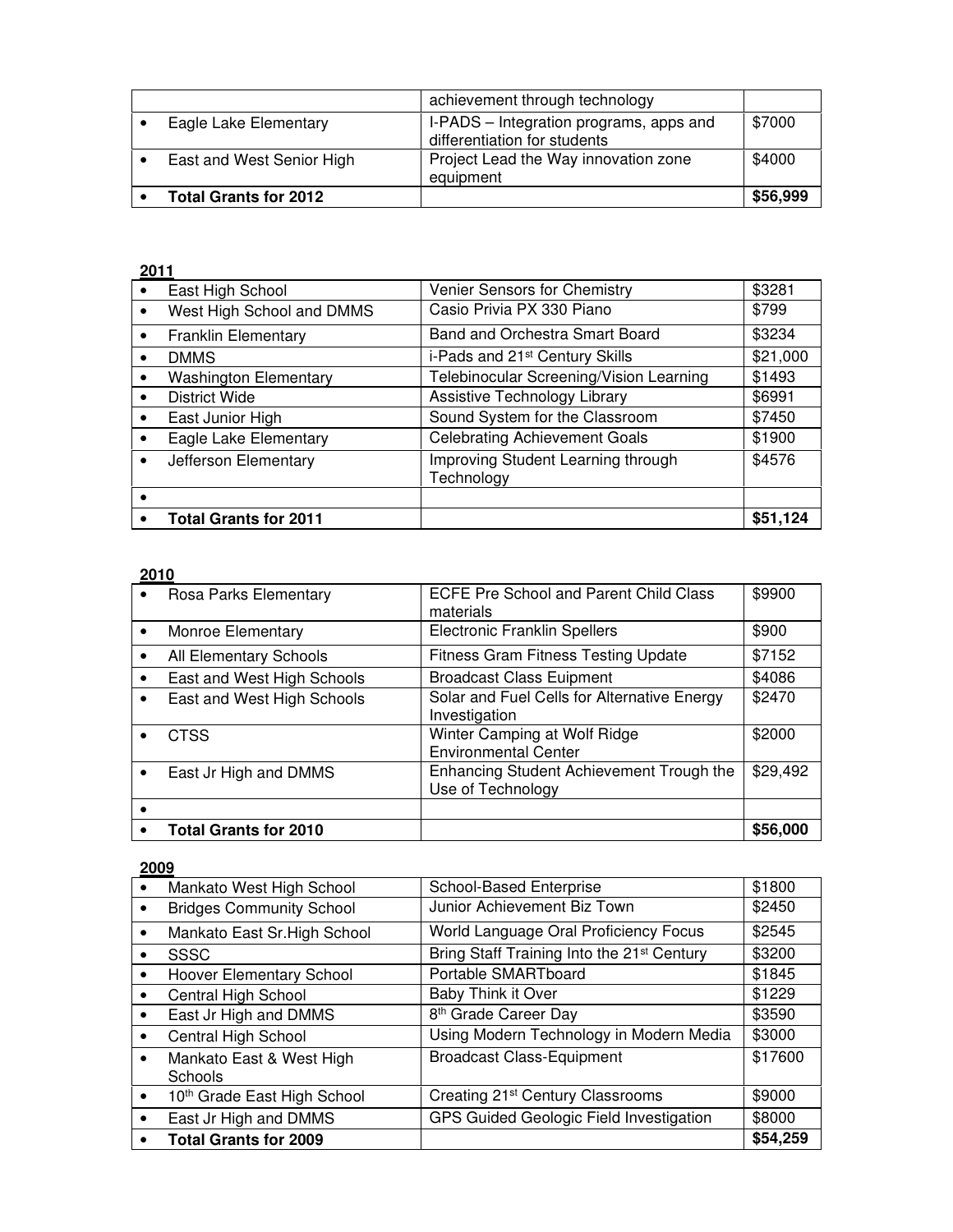| | | |
|---|---|---|
| | achievement through technology | |
| • Eagle Lake Elementary | I-PADS – Integration programs, apps and differentiation for students | $7000 |
| • East and West Senior High | Project Lead the Way innovation zone equipment | $4000 |
| • **Total Grants for 2012** | | **$56,999** |

**2011**

| | | |
|---|---|---|
| • East High School | Venier Sensors for Chemistry | $3281 |
| • West High School and DMMS | Casio Privia PX 330 Piano | $799 |
| • Franklin Elementary | Band and Orchestra Smart Board | $3234 |
| • DMMS | i-Pads and 21st Century Skills | $21,000 |
| • Washington Elementary | Telebinocular Screening/Vision Learning | $1493 |
| • District Wide | Assistive Technology Library | $6991 |
| • East Junior High | Sound System for the Classroom | $7450 |
| • Eagle Lake Elementary | Celebrating Achievement Goals | $1900 |
| • Jefferson Elementary | Improving Student Learning through Technology | $4576 |
| • | | |
| • **Total Grants for 2011** | | **$51,124** |

**2010**

| | | |
|---|---|---|
| • Rosa Parks Elementary | ECFE Pre School and Parent Child Class materials | $9900 |
| • Monroe Elementary | Electronic Franklin Spellers | $900 |
| • All Elementary Schools | Fitness Gram Fitness Testing Update | $7152 |
| • East and West High Schools | Broadcast Class Euipment | $4086 |
| • East and West High Schools | Solar and Fuel Cells for Alternative Energy Investigation | $2470 |
| • CTSS | Winter Camping at Wolf Ridge Environmental Center | $2000 |
| • East Jr High and DMMS | Enhancing Student Achievement Trough the Use of Technology | $29,492 |
| • | | |
| • **Total Grants for 2010** | | **$56,000** |

**2009**

| | | |
|---|---|---|
| • Mankato West High School | School-Based Enterprise | $1800 |
| • Bridges Community School | Junior Achievement Biz Town | $2450 |
| • Mankato East Sr.High School | World Language Oral Proficiency Focus | $2545 |
| • SSSC | Bring Staff Training Into the 21st Century | $3200 |
| • Hoover Elementary School | Portable SMARTboard | $1845 |
| • Central High School | Baby Think it Over | $1229 |
| • East Jr High and DMMS | 8th Grade Career Day | $3590 |
| • Central High School | Using Modern Technology in Modern Media | $3000 |
| • Mankato East & West High Schools | Broadcast Class-Equipment | $17600 |
| • 10th Grade East High School | Creating 21st Century Classrooms | $9000 |
| • East Jr High and DMMS | GPS Guided Geologic Field Investigation | $8000 |
| • **Total Grants for 2009** | | **$54,259** |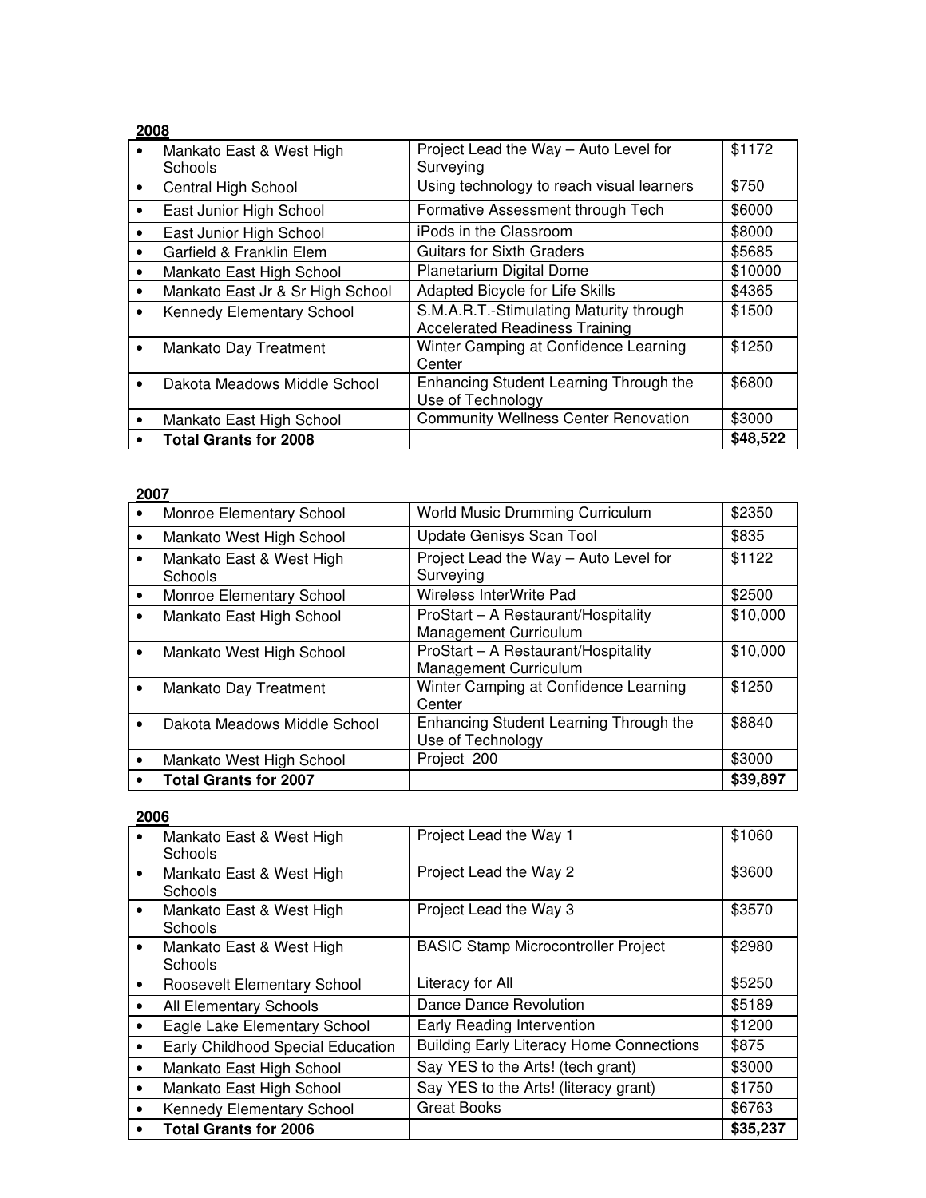**2008**

| School | Project | Amount |
|---|---|---|
| • Mankato East & West High Schools | Project Lead the Way – Auto Level for Surveying | $1172 |
| • Central High School | Using technology to reach visual learners | $750 |
| • East Junior High School | Formative Assessment through Tech | $6000 |
| • East Junior High School | iPods in the Classroom | $8000 |
| • Garfield & Franklin Elem | Guitars for Sixth Graders | $5685 |
| • Mankato East High School | Planetarium Digital Dome | $10000 |
| • Mankato East Jr & Sr High School | Adapted Bicycle for Life Skills | $4365 |
| • Kennedy Elementary School | S.M.A.R.T.-Stimulating Maturity through Accelerated Readiness Training | $1500 |
| • Mankato Day Treatment | Winter Camping at Confidence Learning Center | $1250 |
| • Dakota Meadows Middle School | Enhancing Student Learning Through the Use of Technology | $6800 |
| • Mankato East High School | Community Wellness Center Renovation | $3000 |
| • **Total Grants for 2008** | | **$48,522** |

**2007**

| School | Project | Amount |
|---|---|---|
| • Monroe Elementary School | World Music Drumming Curriculum | $2350 |
| • Mankato West High School | Update Genisys Scan Tool | $835 |
| • Mankato East & West High Schools | Project Lead the Way – Auto Level for Surveying | $1122 |
| • Monroe Elementary School | Wireless InterWrite Pad | $2500 |
| • Mankato East High School | ProStart – A Restaurant/Hospitality Management Curriculum | $10,000 |
| • Mankato West High School | ProStart – A Restaurant/Hospitality Management Curriculum | $10,000 |
| • Mankato Day Treatment | Winter Camping at Confidence Learning Center | $1250 |
| • Dakota Meadows Middle School | Enhancing Student Learning Through the Use of Technology | $8840 |
| • Mankato West High School | Project 200 | $3000 |
| • **Total Grants for 2007** | | **$39,897** |

**2006**

| School | Project | Amount |
|---|---|---|
| • Mankato East & West High Schools | Project Lead the Way 1 | $1060 |
| • Mankato East & West High Schools | Project Lead the Way 2 | $3600 |
| • Mankato East & West High Schools | Project Lead the Way 3 | $3570 |
| • Mankato East & West High Schools | BASIC Stamp Microcontroller Project | $2980 |
| • Roosevelt Elementary School | Literacy for All | $5250 |
| • All Elementary Schools | Dance Dance Revolution | $5189 |
| • Eagle Lake Elementary School | Early Reading Intervention | $1200 |
| • Early Childhood Special Education | Building Early Literacy Home Connections | $875 |
| • Mankato East High School | Say YES to the Arts! (tech grant) | $3000 |
| • Mankato East High School | Say YES to the Arts! (literacy grant) | $1750 |
| • Kennedy Elementary School | Great Books | $6763 |
| • **Total Grants for 2006** | | **$35,237** |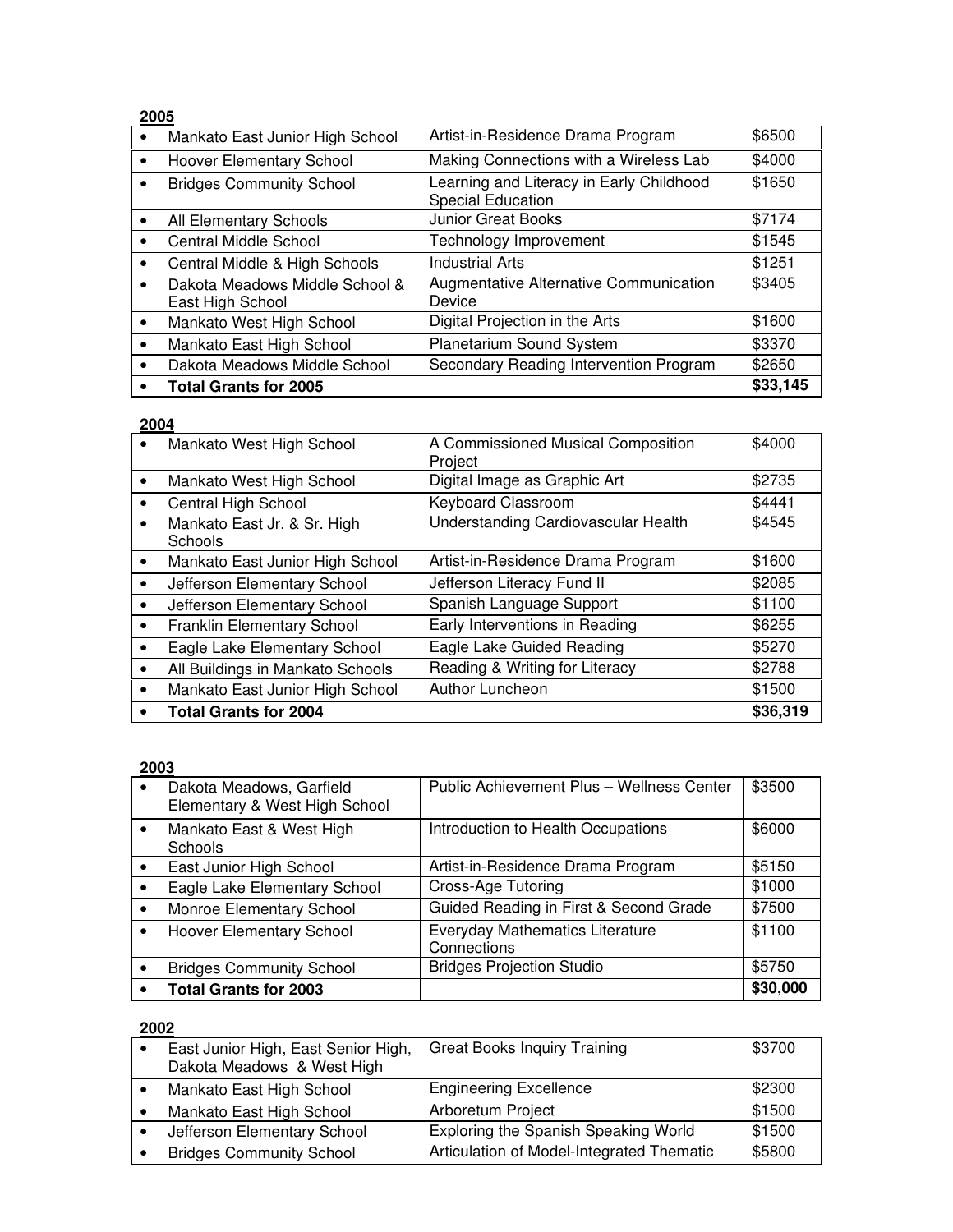**2005**

| School | Program | Amount |
|---|---|---|
| • Mankato East Junior High School | Artist-in-Residence Drama Program | $6500 |
| • Hoover Elementary School | Making Connections with a Wireless Lab | $4000 |
| • Bridges Community School | Learning and Literacy in Early Childhood Special Education | $1650 |
| • All Elementary Schools | Junior Great Books | $7174 |
| • Central Middle School | Technology Improvement | $1545 |
| • Central Middle & High Schools | Industrial Arts | $1251 |
| • Dakota Meadows Middle School & East High School | Augmentative Alternative Communication Device | $3405 |
| • Mankato West High School | Digital Projection in the Arts | $1600 |
| • Mankato East High School | Planetarium Sound System | $3370 |
| • Dakota Meadows Middle School | Secondary Reading Intervention Program | $2650 |
| • **Total Grants for 2005** | | **$33,145** |

**2004**

| School | Program | Amount |
|---|---|---|
| • Mankato West High School | A Commissioned Musical Composition Project | $4000 |
| • Mankato West High School | Digital Image as Graphic Art | $2735 |
| • Central High School | Keyboard Classroom | $4441 |
| • Mankato East Jr. & Sr. High Schools | Understanding Cardiovascular Health | $4545 |
| • Mankato East Junior High School | Artist-in-Residence Drama Program | $1600 |
| • Jefferson Elementary School | Jefferson Literacy Fund II | $2085 |
| • Jefferson Elementary School | Spanish Language Support | $1100 |
| • Franklin Elementary School | Early Interventions in Reading | $6255 |
| • Eagle Lake Elementary School | Eagle Lake Guided Reading | $5270 |
| • All Buildings in Mankato Schools | Reading & Writing for Literacy | $2788 |
| • Mankato East Junior High School | Author Luncheon | $1500 |
| • **Total Grants for 2004** | | **$36,319** |

**2003**

| School | Program | Amount |
|---|---|---|
| • Dakota Meadows, Garfield Elementary & West High School | Public Achievement Plus – Wellness Center | $3500 |
| • Mankato East & West High Schools | Introduction to Health Occupations | $6000 |
| • East Junior High School | Artist-in-Residence Drama Program | $5150 |
| • Eagle Lake Elementary School | Cross-Age Tutoring | $1000 |
| • Monroe Elementary School | Guided Reading in First & Second Grade | $7500 |
| • Hoover Elementary School | Everyday Mathematics Literature Connections | $1100 |
| • Bridges Community School | Bridges Projection Studio | $5750 |
| • **Total Grants for 2003** | | **$30,000** |

**2002**

| School | Program | Amount |
|---|---|---|
| • East Junior High, East Senior High, Dakota Meadows & West High | Great Books Inquiry Training | $3700 |
| • Mankato East High School | Engineering Excellence | $2300 |
| • Mankato East High School | Arboretum Project | $1500 |
| • Jefferson Elementary School | Exploring the Spanish Speaking World | $1500 |
| • Bridges Community School | Articulation of Model-Integrated Thematic | $5800 |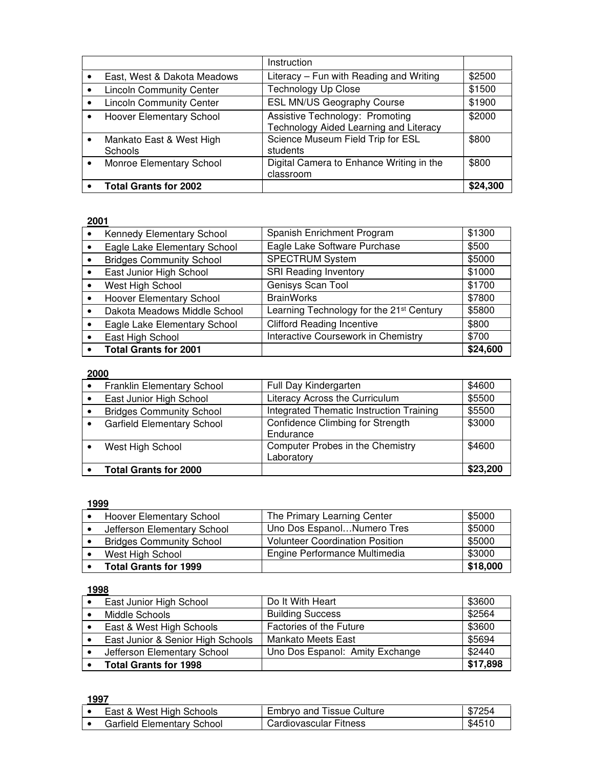| | | |
|---|---|---|
| | Instruction | |
| • East, West & Dakota Meadows | Literacy – Fun with Reading and Writing | $2500 |
| • Lincoln Community Center | Technology Up Close | $1500 |
| • Lincoln Community Center | ESL MN/US Geography Course | $1900 |
| • Hoover Elementary School | Assistive Technology: Promoting Technology Aided Learning and Literacy | $2000 |
| • Mankato East & West High Schools | Science Museum Field Trip for ESL students | $800 |
| • Monroe Elementary School | Digital Camera to Enhance Writing in the classroom | $800 |
| • **Total Grants for 2002** | | **$24,300** |

**2001**

| | | |
|---|---|---|
| • Kennedy Elementary School | Spanish Enrichment Program | $1300 |
| • Eagle Lake Elementary School | Eagle Lake Software Purchase | $500 |
| • Bridges Community School | SPECTRUM System | $5000 |
| • East Junior High School | SRI Reading Inventory | $1000 |
| • West High School | Genisys Scan Tool | $1700 |
| • Hoover Elementary School | BrainWorks | $7800 |
| • Dakota Meadows Middle School | Learning Technology for the 21st Century | $5800 |
| • Eagle Lake Elementary School | Clifford Reading Incentive | $800 |
| • East High School | Interactive Coursework in Chemistry | $700 |
| • **Total Grants for 2001** | | **$24,600** |

**2000**

| | | |
|---|---|---|
| • Franklin Elementary School | Full Day Kindergarten | $4600 |
| • East Junior High School | Literacy Across the Curriculum | $5500 |
| • Bridges Community School | Integrated Thematic Instruction Training | $5500 |
| • Garfield Elementary School | Confidence Climbing for Strength Endurance | $3000 |
| • West High School | Computer Probes in the Chemistry Laboratory | $4600 |
| • **Total Grants for 2000** | | **$23,200** |

**1999**

| | | |
|---|---|---|
| • Hoover Elementary School | The Primary Learning Center | $5000 |
| • Jefferson Elementary School | Uno Dos Espanol…Numero Tres | $5000 |
| • Bridges Community School | Volunteer Coordination Position | $5000 |
| • West High School | Engine Performance Multimedia | $3000 |
| • **Total Grants for 1999** | | **$18,000** |

**1998**

| | | |
|---|---|---|
| • East Junior High School | Do It With Heart | $3600 |
| • Middle Schools | Building Success | $2564 |
| • East & West High Schools | Factories of the Future | $3600 |
| • East Junior & Senior High Schools | Mankato Meets East | $5694 |
| • Jefferson Elementary School | Uno Dos Espanol: Amity Exchange | $2440 |
| • **Total Grants for 1998** | | **$17,898** |

**1997**

| | | |
|---|---|---|
| • East & West High Schools | Embryo and Tissue Culture | $7254 |
| • Garfield Elementary School | Cardiovascular Fitness | $4510 |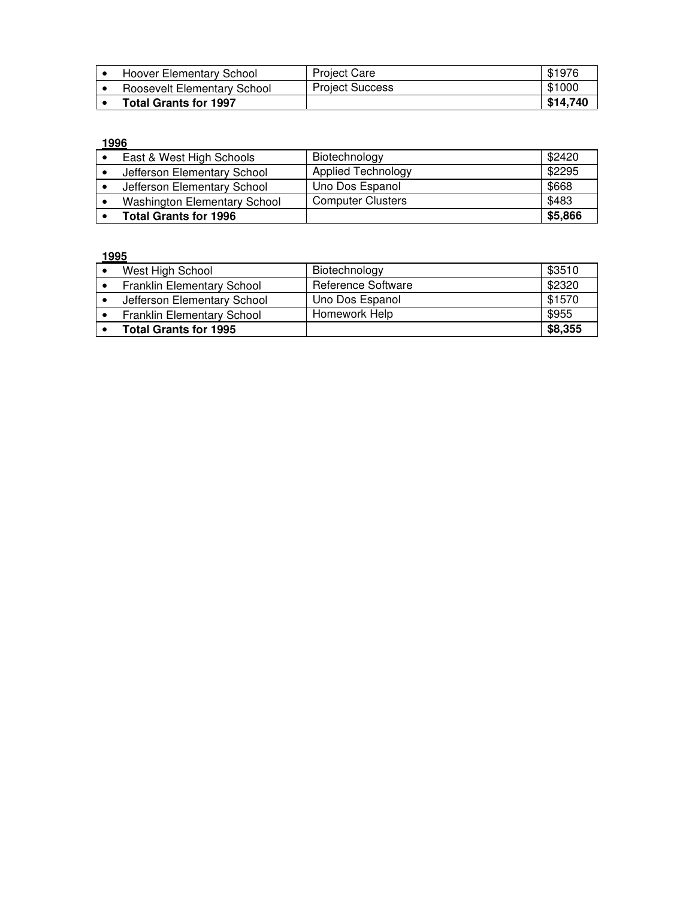| | | |
|---|---|---|
| • Hoover Elementary School | Project Care | $1976 |
| • Roosevelt Elementary School | Project Success | $1000 |
| • **Total Grants for 1997** | | **$14,740** |

**1996**

| | | |
|---|---|---|
| • East & West High Schools | Biotechnology | $2420 |
| • Jefferson Elementary School | Applied Technology | $2295 |
| • Jefferson Elementary School | Uno Dos Espanol | $668 |
| • Washington Elementary School | Computer Clusters | $483 |
| • **Total Grants for 1996** | | **$5,866** |

**1995**

| | | |
|---|---|---|
| • West High School | Biotechnology | $3510 |
| • Franklin Elementary School | Reference Software | $2320 |
| • Jefferson Elementary School | Uno Dos Espanol | $1570 |
| • Franklin Elementary School | Homework Help | $955 |
| • **Total Grants for 1995** | | **$8,355** |